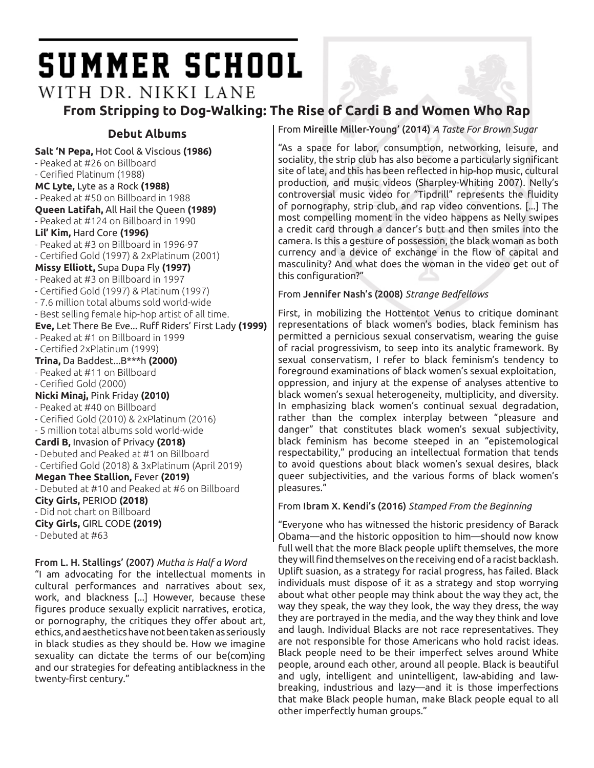# SUMMER SCHOOL

WITH DR. NIKKI LANE

## From Stripping to Dog-Walking: The Rise of Cardi B and Women Who Rap

### Debut Albums

**Salt 'N Pepa,** Hot Cool & Viscious **(1986)**
- Peaked at #26 on Billboard
- Cerified Platinum (1988)

**MC Lyte,** Lyte as a Rock **(1988)**
- Peaked at #50 on Billboard in 1988

**Queen Latifah,** All Hail the Queen **(1989)**
- Peaked at #124 on Billboard in 1990

**Lil' Kim,** Hard Core **(1996)**
- Peaked at #3 on Billboard in 1996-97
- Certified Gold (1997) & 2xPlatinum (2001)

**Missy Elliott,** Supa Dupa Fly **(1997)**
- Peaked at #3 on Billboard in 1997
- Certified Gold (1997) & Platinum (1997)
- 7.6 million total albums sold world-wide
- Best selling female hip-hop artist of all time.

**Eve,** Let There Be Eve... Ruff Riders' First Lady **(1999)**
- Peaked at #1 on Billboard in 1999
- Certified 2xPlatinum (1999)

**Trina,** Da Baddest...B***h **(2000)**
- Peaked at #11 on Billboard
- Cerified Gold (2000)

**Nicki Minaj,** Pink Friday **(2010)**
- Peaked at #40 on Billboard
- Certified Gold (2010) & 2xPlatinum (2016)
- 5 million total albums sold world-wide

**Cardi B,** Invasion of Privacy **(2018)**
- Debuted and Peaked at #1 on Billboard
- Certified Gold (2018) & 3xPlatinum (April 2019)

**Megan Thee Stallion,** Fever **(2019)**
- Debuted at #10 and Peaked at #6 on Billboard

**City Girls,** PERIOD **(2018)**
- Did not chart on Billboard

**City Girls,** GIRL CODE **(2019)**
- Debuted at #63

From **L. H. Stallings' (2007)** *Mutha is Half a Word*

"I am advocating for the intellectual moments in cultural performances and narratives about sex, work, and blackness [...] However, because these figures produce sexually explicit narratives, erotica, or pornography, the critiques they offer about art, ethics, and aesthetics have not been taken as seriously in black studies as they should be. How we imagine sexuality can dictate the terms of our be(com)ing and our strategies for defeating antiblackness in the twenty-first century."

From **Mireille Miller-Young' (2014)** *A Taste For Brown Sugar*

"As a space for labor, consumption, networking, leisure, and sociality, the strip club has also become a particularly significant site of late, and this has been reflected in hip-hop music, cultural production, and music videos (Sharpley-Whiting 2007). Nelly's controversial music video for "Tipdrill" represents the fluidity of pornography, strip club, and rap video conventions. [...] The most compelling moment in the video happens as Nelly swipes a credit card through a dancer's butt and then smiles into the camera. Is this a gesture of possession, the black woman as both currency and a device of exchange in the flow of capital and masculinity? And what does the woman in the video get out of this configuration?"

From **Jennifer Nash's (2008)** *Strange Bedfellows*

First, in mobilizing the Hottentot Venus to critique dominant representations of black women's bodies, black feminism has permitted a pernicious sexual conservatism, wearing the guise of racial progressivism, to seep into its analytic framework. By sexual conservatism, I refer to black feminism's tendency to foreground examinations of black women's sexual exploitation, oppression, and injury at the expense of analyses attentive to black women's sexual heterogeneity, multiplicity, and diversity. In emphasizing black women's continual sexual degradation, rather than the complex interplay between "pleasure and danger" that constitutes black women's sexual subjectivity, black feminism has become steeped in an "epistemological respectability," producing an intellectual formation that tends to avoid questions about black women's sexual desires, black queer subjectivities, and the various forms of black women's pleasures."

From **Ibram X. Kendi's (2016)** *Stamped From the Beginning*

"Everyone who has witnessed the historic presidency of Barack Obama—and the historic opposition to him—should now know full well that the more Black people uplift themselves, the more they will find themselves on the receiving end of a racist backlash. Uplift suasion, as a strategy for racial progress, has failed. Black individuals must dispose of it as a strategy and stop worrying about what other people may think about the way they act, the way they speak, the way they look, the way they dress, the way they are portrayed in the media, and the way they think and love and laugh. Individual Blacks are not race representatives. They are not responsible for those Americans who hold racist ideas. Black people need to be their imperfect selves around White people, around each other, around all people. Black is beautiful and ugly, intelligent and unintelligent, law-abiding and law-breaking, industrious and lazy—and it is those imperfections that make Black people human, make Black people equal to all other imperfectly human groups."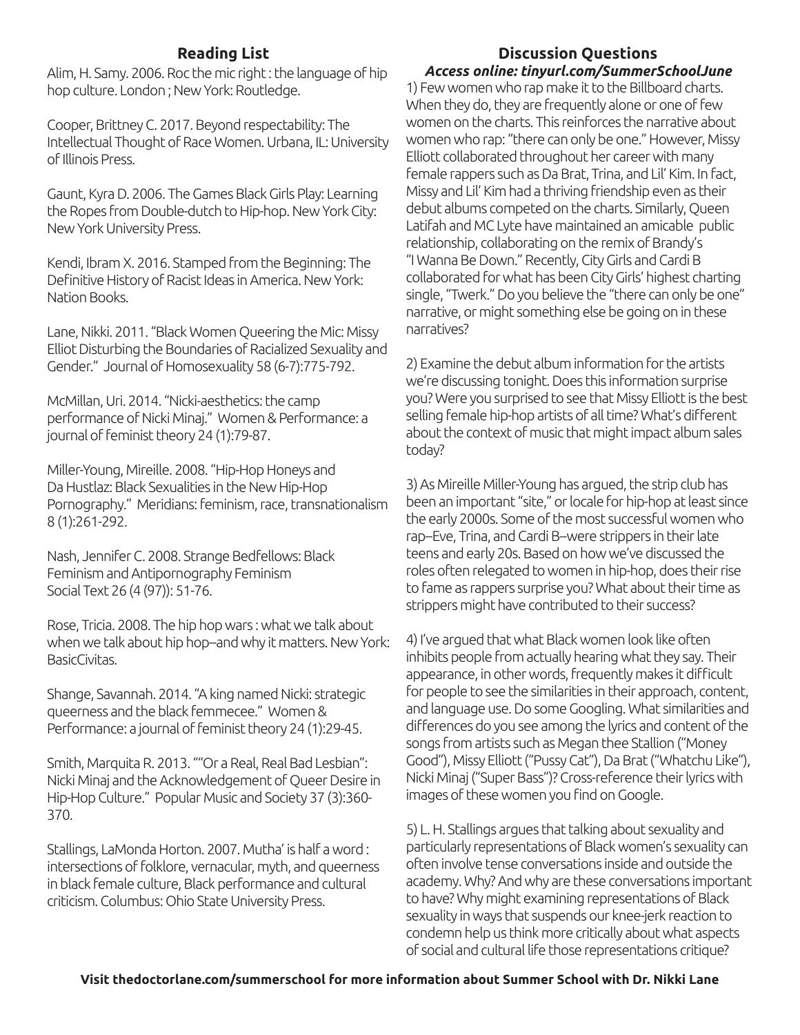## Reading List

Alim, H. Samy. 2006. Roc the mic right : the language of hip hop culture. London ; New York: Routledge.

Cooper, Brittney C. 2017. Beyond respectability: The Intellectual Thought of Race Women. Urbana, IL: University of Illinois Press.

Gaunt, Kyra D. 2006. The Games Black Girls Play: Learning the Ropes from Double-dutch to Hip-hop. New York City: New York University Press.

Kendi, Ibram X. 2016. Stamped from the Beginning: The Definitive History of Racist Ideas in America. New York: Nation Books.

Lane, Nikki. 2011. "Black Women Queering the Mic: Missy Elliot Disturbing the Boundaries of Racialized Sexuality and Gender." Journal of Homosexuality 58 (6-7):775-792.

McMillan, Uri. 2014. "Nicki-aesthetics: the camp performance of Nicki Minaj." Women & Performance: a journal of feminist theory 24 (1):79-87.

Miller-Young, Mireille. 2008. "Hip-Hop Honeys and Da Hustlaz: Black Sexualities in the New Hip-Hop Pornography." Meridians: feminism, race, transnationalism 8 (1):261-292.

Nash, Jennifer C. 2008. Strange Bedfellows: Black Feminism and Antipornography Feminism Social Text 26 (4 (97)): 51-76.

Rose, Tricia. 2008. The hip hop wars : what we talk about when we talk about hip hop--and why it matters. New York: BasicCivitas.

Shange, Savannah. 2014. "A king named Nicki: strategic queerness and the black femmecee." Women & Performance: a journal of feminist theory 24 (1):29-45.

Smith, Marquita R. 2013. ""Or a Real, Real Bad Lesbian": Nicki Minaj and the Acknowledgement of Queer Desire in Hip-Hop Culture." Popular Music and Society 37 (3):360-370.

Stallings, LaMonda Horton. 2007. Mutha' is half a word : intersections of folklore, vernacular, myth, and queerness in black female culture, Black performance and cultural criticism. Columbus: Ohio State University Press.

## Discussion Questions

***Access online: tinyurl.com/SummerSchoolJune***

1) Few women who rap make it to the Billboard charts. When they do, they are frequently alone or one of few women on the charts. This reinforces the narrative about women who rap: "there can only be one." However, Missy Elliott collaborated throughout her career with many female rappers such as Da Brat, Trina, and Lil' Kim. In fact, Missy and Lil' Kim had a thriving friendship even as their debut albums competed on the charts. Similarly, Queen Latifah and MC Lyte have maintained an amicable public relationship, collaborating on the remix of Brandy's "I Wanna Be Down." Recently, City Girls and Cardi B collaborated for what has been City Girls' highest charting single, "Twerk." Do you believe the "there can only be one" narrative, or might something else be going on in these narratives?

2) Examine the debut album information for the artists we're discussing tonight. Does this information surprise you? Were you surprised to see that Missy Elliott is the best selling female hip-hop artists of all time? What's different about the context of music that might impact album sales today?

3) As Mireille Miller-Young has argued, the strip club has been an important "site," or locale for hip-hop at least since the early 2000s. Some of the most successful women who rap--Eve, Trina, and Cardi B--were strippers in their late teens and early 20s. Based on how we've discussed the roles often relegated to women in hip-hop, does their rise to fame as rappers surprise you? What about their time as strippers might have contributed to their success?

4) I've argued that what Black women look like often inhibits people from actually hearing what they say. Their appearance, in other words, frequently makes it difficult for people to see the similarities in their approach, content, and language use. Do some Googling. What similarities and differences do you see among the lyrics and content of the songs from artists such as Megan thee Stallion ("Money Good"), Missy Elliott ("Pussy Cat"), Da Brat ("Whatchu Like"), Nicki Minaj ("Super Bass")? Cross-reference their lyrics with images of these women you find on Google.

5) L. H. Stallings argues that talking about sexuality and particularly representations of Black women's sexuality can often involve tense conversations inside and outside the academy. Why? And why are these conversations important to have? Why might examining representations of Black sexuality in ways that suspends our knee-jerk reaction to condemn help us think more critically about what aspects of social and cultural life those representations critique?

**Visit thedoctorlane.com/summerschool for more information about Summer School with Dr. Nikki Lane**